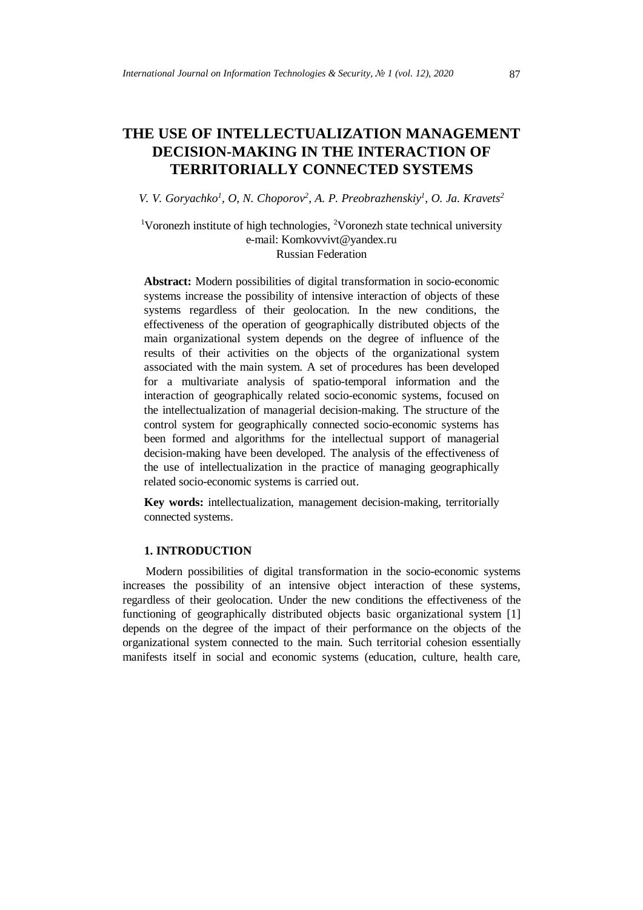# THE USE OF INTELLECTUALIZATION MANAGEMENT DECISION-MAKING IN THE INTERACTION OF TERRITORIALLY CONNECTED SYSTEMS

*V. V. Goryachko[1], O, N. Choporov[2], A. P. Preobrazhenskiy[1], O. Ja. Kravets[2]*

[1]Voronezh institute of high technologies, [2]Voronezh state technical university
e-mail: Komkovvivt@yandex.ru
Russian Federation

**Abstract:** Modern possibilities of digital transformation in socio-economic systems increase the possibility of intensive interaction of objects of these systems regardless of their geolocation. In the new conditions, the effectiveness of the operation of geographically distributed objects of the main organizational system depends on the degree of influence of the results of their activities on the objects of the organizational system associated with the main system. A set of procedures has been developed for a multivariate analysis of spatio-temporal information and the interaction of geographically related socio-economic systems, focused on the intellectualization of managerial decision-making. The structure of the control system for geographically connected socio-economic systems has been formed and algorithms for the intellectual support of managerial decision-making have been developed. The analysis of the effectiveness of the use of intellectualization in the practice of managing geographically related socio-economic systems is carried out.

**Key words:** intellectualization, management decision-making, territorially connected systems.

## 1. INTRODUCTION

Modern possibilities of digital transformation in the socio-economic systems increases the possibility of an intensive object interaction of these systems, regardless of their geolocation. Under the new conditions the effectiveness of the functioning of geographically distributed objects basic organizational system [1] depends on the degree of the impact of their performance on the objects of the organizational system connected to the main. Such territorial cohesion essentially manifests itself in social and economic systems (education, culture, health care,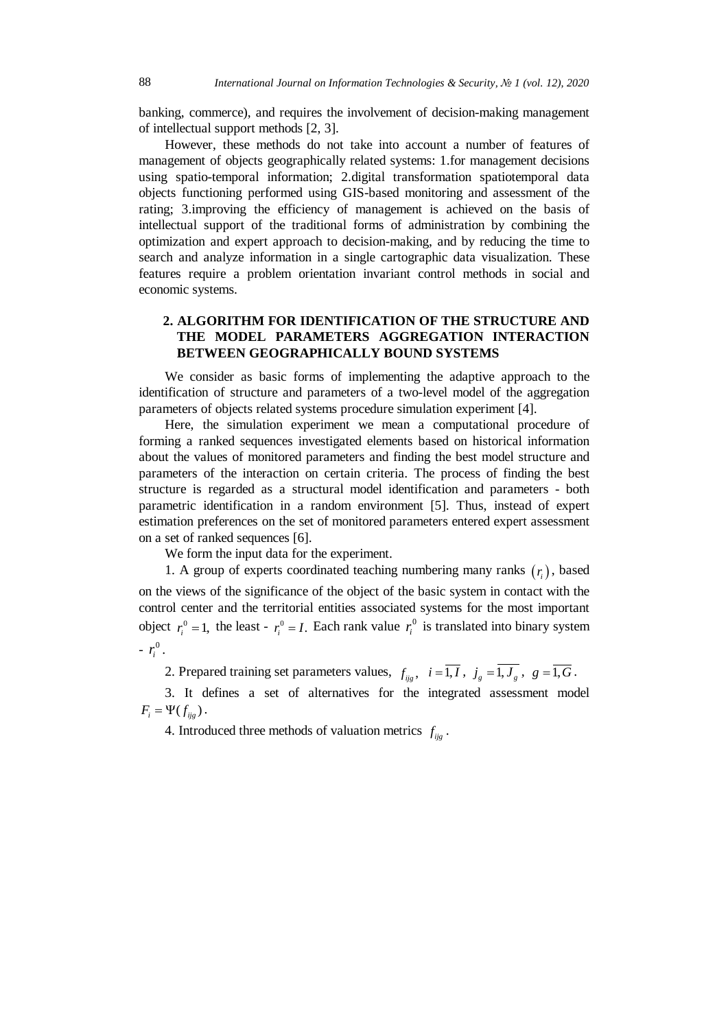banking, commerce), and requires the involvement of decision-making management of intellectual support methods [2, 3].

However, these methods do not take into account a number of features of management of objects geographically related systems: 1.for management decisions using spatio-temporal information; 2.digital transformation spatiotemporal data objects functioning performed using GIS-based monitoring and assessment of the rating; 3.improving the efficiency of management is achieved on the basis of intellectual support of the traditional forms of administration by combining the optimization and expert approach to decision-making, and by reducing the time to search and analyze information in a single cartographic data visualization. These features require a problem orientation invariant control methods in social and economic systems.

## 2. ALGORITHM FOR IDENTIFICATION OF THE STRUCTURE AND THE MODEL PARAMETERS AGGREGATION INTERACTION BETWEEN GEOGRAPHICALLY BOUND SYSTEMS

We consider as basic forms of implementing the adaptive approach to the identification of structure and parameters of a two-level model of the aggregation parameters of objects related systems procedure simulation experiment [4].

Here, the simulation experiment we mean a computational procedure of forming a ranked sequences investigated elements based on historical information about the values of monitored parameters and finding the best model structure and parameters of the interaction on certain criteria. The process of finding the best structure is regarded as a structural model identification and parameters - both parametric identification in a random environment [5]. Thus, instead of expert estimation preferences on the set of monitored parameters entered expert assessment on a set of ranked sequences [6].

We form the input data for the experiment.

1. A group of experts coordinated teaching numbering many ranks $(r_i)$, based on the views of the significance of the object of the basic system in contact with the control center and the territorial entities associated systems for the most important object $r_i^0 = 1$, the least - $r_i^0 = I$. Each rank value $r_i^0$ is translated into binary system - $r_i^0$.

2. Prepared training set parameters values, $f_{ijg}$, $i = \overline{1, I}$, $j_g = \overline{1, J_g}$, $g = \overline{1, G}$.

3. It defines a set of alternatives for the integrated assessment model $F_i = \Psi(f_{ijg})$.

4. Introduced three methods of valuation metrics $f_{ijg}$.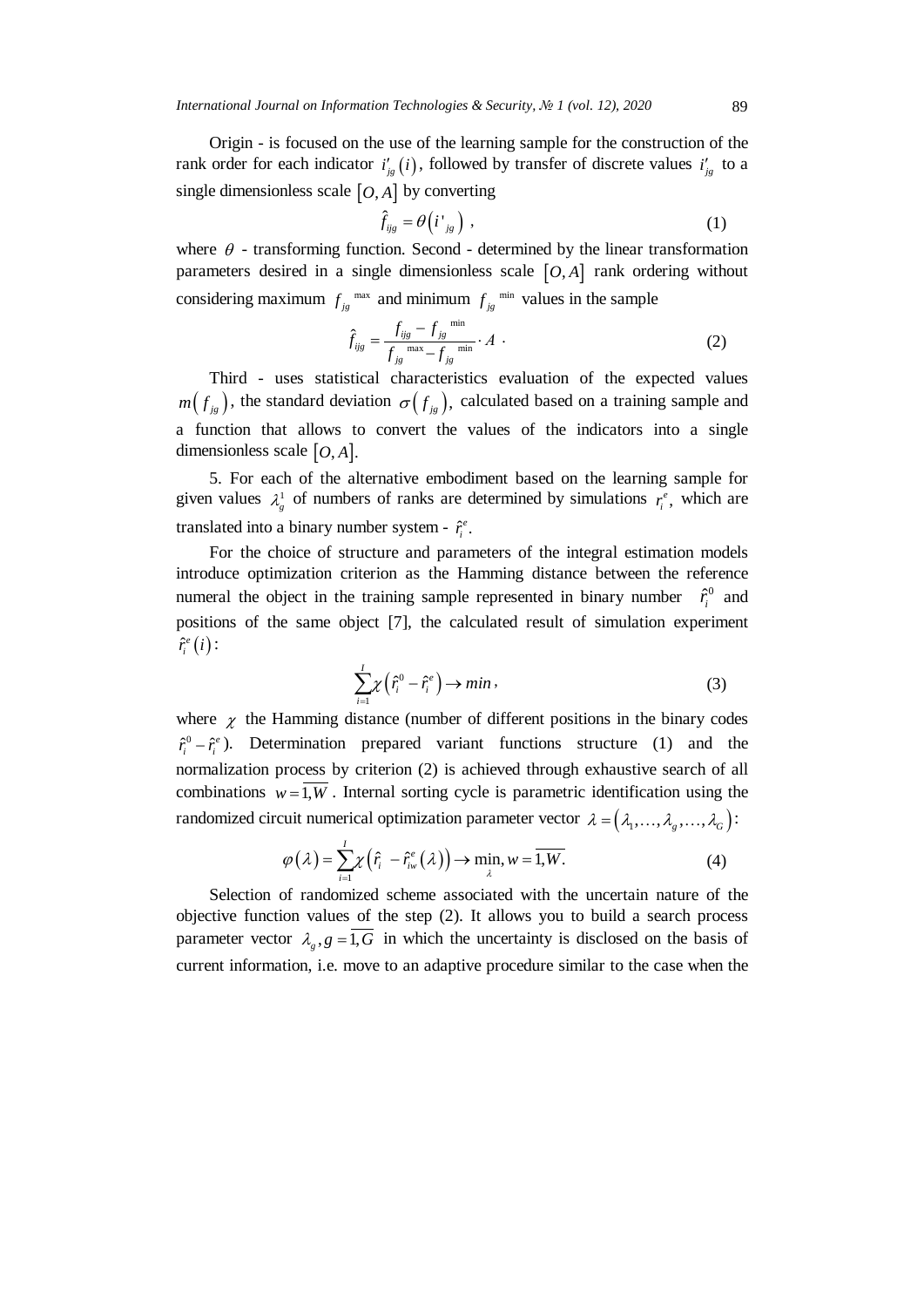Origin - is focused on the use of the learning sample for the construction of the rank order for each indicator $i'_{jg}(i)$, followed by transfer of discrete values $i'_{jg}$ to a single dimensionless scale $[O, A]$ by converting

$$\hat{f}_{ijg} = \theta\left(i'_{jg}\right) , \tag{1}$$

where $\theta$ - transforming function. Second - determined by the linear transformation parameters desired in a single dimensionless scale $[O, A]$ rank ordering without considering maximum $f_{jg}^{\max}$ and minimum $f_{jg}^{\min}$ values in the sample

$$\hat{f}_{ijg} = \frac{f_{ijg} - f_{jg}^{\min}}{f_{jg}^{\max} - f_{jg}^{\min}} \cdot A \ . \tag{2}$$

Third - uses statistical characteristics evaluation of the expected values $m\left(f_{jg}\right)$, the standard deviation $\sigma\left(f_{jg}\right)$, calculated based on a training sample and a function that allows to convert the values of the indicators into a single dimensionless scale $[O, A]$.

5. For each of the alternative embodiment based on the learning sample for given values $\lambda_g^1$ of numbers of ranks are determined by simulations $r_i^e$, which are translated into a binary number system - $\hat{r}_i^e$.

For the choice of structure and parameters of the integral estimation models introduce optimization criterion as the Hamming distance between the reference numeral the object in the training sample represented in binary number $\hat{r}_i^0$ and positions of the same object [7], the calculated result of simulation experiment $\hat{r}_i^e(i)$:

$$\sum_{i=1}^{I} \chi\left(\hat{r}_i^0 - \hat{r}_i^e\right) \to min , \tag{3}$$

where $\chi$ the Hamming distance (number of different positions in the binary codes $\hat{r}_i^0 - \hat{r}_i^e$). Determination prepared variant functions structure (1) and the normalization process by criterion (2) is achieved through exhaustive search of all combinations $w = \overline{1,W}$ . Internal sorting cycle is parametric identification using the randomized circuit numerical optimization parameter vector $\lambda = \left(\lambda_1, \ldots, \lambda_g, \ldots, \lambda_G\right)$:

$$\varphi(\lambda) = \sum_{i=1}^{I} \chi\left(\hat{r}_i - \hat{r}_{iw}^e(\lambda)\right) \to \min_{\lambda}, w = \overline{1,W}. \tag{4}$$

Selection of randomized scheme associated with the uncertain nature of the objective function values of the step (2). It allows you to build a search process parameter vector $\lambda_g, g = \overline{1,G}$ in which the uncertainty is disclosed on the basis of current information, i.e. move to an adaptive procedure similar to the case when the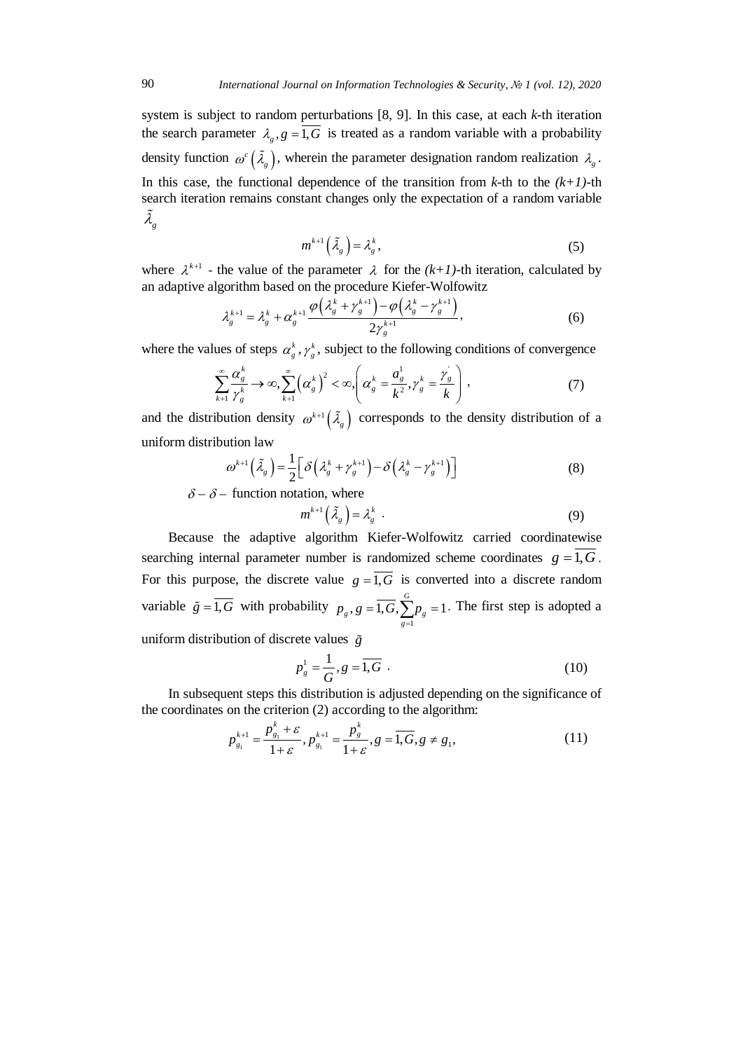system is subject to random perturbations [8, 9]. In this case, at each *k*-th iteration the search parameter $\lambda_g, g = \overline{1,G}$ is treated as a random variable with a probability density function $\omega^c\left(\tilde{\lambda}_g\right)$, wherein the parameter designation random realization $\lambda_g$. In this case, the functional dependence of the transition from *k*-th to the *(k+1)*-th search iteration remains constant changes only the expectation of a random variable $\tilde{\lambda}_g$

$$m^{k+1}\left(\tilde{\lambda}_g\right) = \lambda_g^k, \tag{5}$$

where $\lambda^{k+1}$ - the value of the parameter $\lambda$ for the *(k+1)*-th iteration, calculated by an adaptive algorithm based on the procedure Kiefer-Wolfowitz

$$\lambda_g^{k+1} = \lambda_g^k + \alpha_g^{k+1} \frac{\varphi\left(\lambda_g^k + \gamma_g^{k+1}\right) - \varphi\left(\lambda_g^k - \gamma_g^{k+1}\right)}{2\gamma_g^{k+1}}, \tag{6}$$

where the values of steps $\alpha_g^k, \gamma_g^k$, subject to the following conditions of convergence

$$\sum_{k+1}^{\infty} \frac{\alpha_g^k}{\gamma_g^k} \to \infty, \sum_{k+1}^{\infty} \left(\alpha_g^k\right)^2 < \infty, \left(\alpha_g^k = \frac{a_g^1}{k^2}, \gamma_g^k = \frac{\gamma_g^{'}}{k}\right), \tag{7}$$

and the distribution density $\omega^{k+1}\left(\tilde{\lambda}_g\right)$ corresponds to the density distribution of a uniform distribution law

$$\omega^{k+1}\left(\tilde{\lambda}_g\right) = \frac{1}{2}\left[\delta\left(\lambda_g^k + \gamma_g^{k+1}\right) - \delta\left(\lambda_g^k - \gamma_g^{k+1}\right)\right] \tag{8}$$

$\delta - \delta -$ function notation, where

$$m^{k+1}\left(\tilde{\lambda}_g\right) = \lambda_g^k \ . \tag{9}$$

Because the adaptive algorithm Kiefer-Wolfowitz carried coordinatewise searching internal parameter number is randomized scheme coordinates $g = \overline{1,G}$. For this purpose, the discrete value $g = \overline{1,G}$ is converted into a discrete random variable $\tilde{g} = \overline{1,G}$ with probability $p_g, g = \overline{1,G}, \sum_{g=1}^{G} p_g = 1$. The first step is adopted a uniform distribution of discrete values $\tilde{g}$

$$p_g^1 = \frac{1}{G}, g = \overline{1,G} \ . \tag{10}$$

In subsequent steps this distribution is adjusted depending on the significance of the coordinates on the criterion (2) according to the algorithm:

$$p_{g_1}^{k+1} = \frac{p_{g_1}^k + \varepsilon}{1+\varepsilon}, p_{g_1}^{k+1} = \frac{p_g^k}{1+\varepsilon}, g = \overline{1,G}, g \neq g_1, \tag{11}$$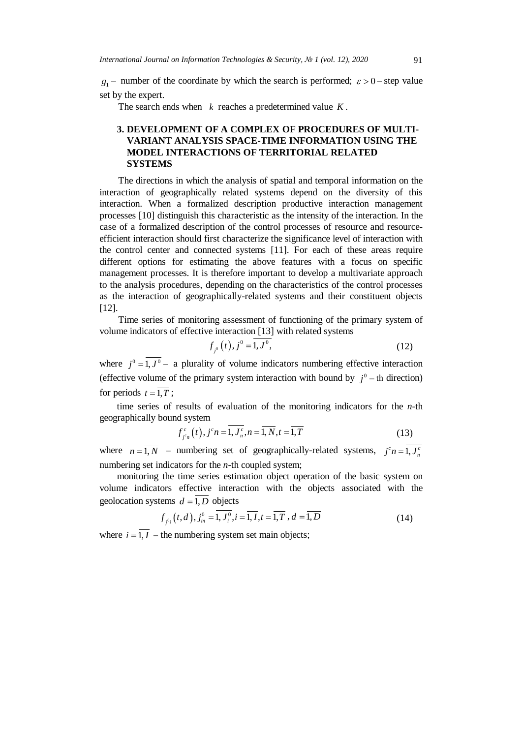$g_1$ – number of the coordinate by which the search is performed; $\varepsilon > 0$ – step value set by the expert.

The search ends when $k$ reaches a predetermined value $K$.

## 3. DEVELOPMENT OF A COMPLEX OF PROCEDURES OF MULTI-VARIANT ANALYSIS SPACE-TIME INFORMATION USING THE MODEL INTERACTIONS OF TERRITORIAL RELATED SYSTEMS

The directions in which the analysis of spatial and temporal information on the interaction of geographically related systems depend on the diversity of this interaction. When a formalized description productive interaction management processes [10] distinguish this characteristic as the intensity of the interaction. In the case of a formalized description of the control processes of resource and resource-efficient interaction should first characterize the significance level of interaction with the control center and connected systems [11]. For each of these areas require different options for estimating the above features with a focus on specific management processes. It is therefore important to develop a multivariate approach to the analysis procedures, depending on the characteristics of the control processes as the interaction of geographically-related systems and their constituent objects [12].

Time series of monitoring assessment of functioning of the primary system of volume indicators of effective interaction [13] with related systems

$$f_{j^0}(t), j^0 = \overline{1, J^0}, \tag{12}$$

where $j^0 = \overline{1, J^0}$ – a plurality of volume indicators numbering effective interaction (effective volume of the primary system interaction with bound by $j^0$ – th direction) for periods $t = \overline{1, T}$;

time series of results of evaluation of the monitoring indicators for the *n*-th geographically bound system

$$f^c_{j^c n}(t), j^c n = \overline{1, J^c_n}, n = \overline{1, N}, t = \overline{1, T} \tag{13}$$

where $n = \overline{1, N}$ – numbering set of geographically-related systems, $j^c n = \overline{1, J^c_n}$ numbering set indicators for the *n*-th coupled system;

monitoring the time series estimation object operation of the basic system on volume indicators effective interaction with the objects associated with the geolocation systems $d = \overline{1, D}$ objects

$$f_{j^0{}_i}(t, d), j^0_{in} = \overline{1, J^0_i}, i = \overline{1, I}, t = \overline{1, T}, d = \overline{1, D} \tag{14}$$

where $i = \overline{1, I}$ – the numbering system set main objects;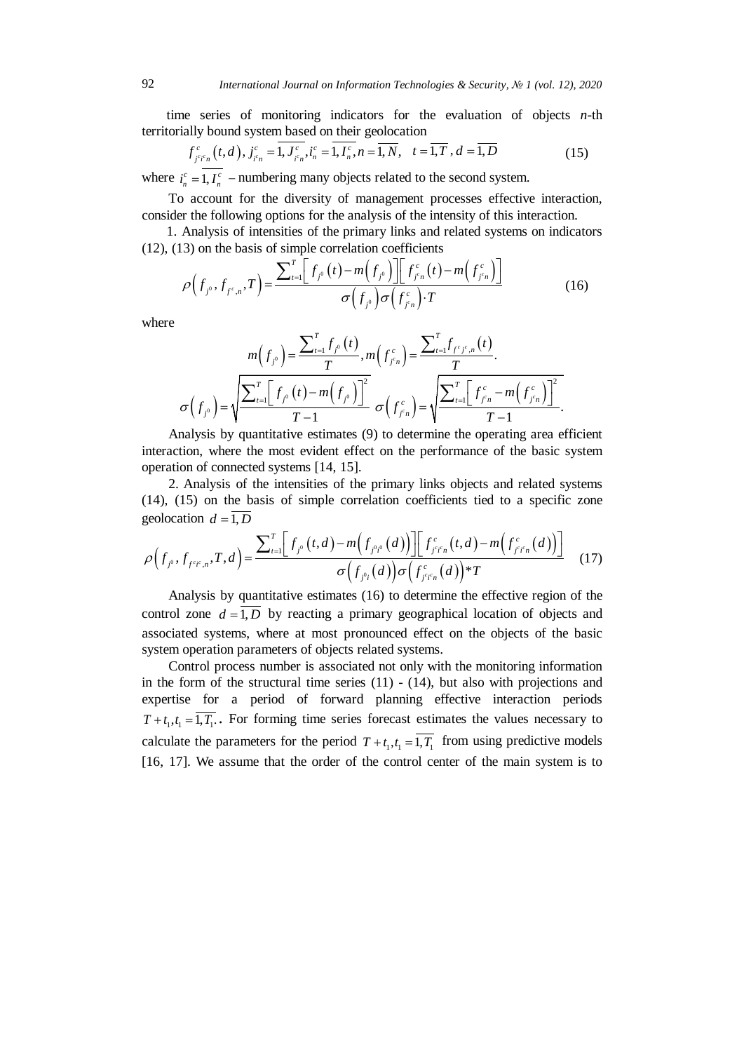time series of monitoring indicators for the evaluation of objects $n$-th territorially bound system based on their geolocation

$$f^{c}_{j^c i^c n}(t,d),\ j^{c}_{i^c n}=\overline{1,J^{c}_{i^c n}},\ i^{c}_{n}=\overline{1,I^{c}_{n}},\ n=\overline{1,N},\quad t=\overline{1,T},\ d=\overline{1,D} \tag{15}$$

where $i^{c}_{n}=\overline{1,I^{c}_{n}}$ – numbering many objects related to the second system.

To account for the diversity of management processes effective interaction, consider the following options for the analysis of the intensity of this interaction.

1. Analysis of intensities of the primary links and related systems on indicators (12), (13) on the basis of simple correlation coefficients

$$\rho\left(f_{j^0}, f_{f^c,n}, T\right)=\frac{\sum_{t=1}^{T}\left[f_{j^0}(t)-m\left(f_{j^0}\right)\right]\left[f^{c}_{j^c n}(t)-m\left(f^{c}_{j^c n}\right)\right]}{\sigma\left(f_{j^0}\right)\sigma\left(f^{c}_{j^c n}\right)\cdot T} \tag{16}$$

where

$$m\left(f_{j^0}\right)=\frac{\sum_{t=1}^{T} f_{j^0}(t)}{T},\ m\left(f^{c}_{j^c n}\right)=\frac{\sum_{t=1}^{T} f_{f^c j^c,n}(t)}{T}.$$

$$\sigma\left(f_{j^0}\right)=\sqrt{\frac{\sum_{t=1}^{T}\left[f_{j^0}(t)-m\left(f_{j^0}\right)\right]^2}{T-1}}\ \ \sigma\left(f^{c}_{j^c n}\right)=\sqrt{\frac{\sum_{t=1}^{T}\left[f^{c}_{j^c n}-m\left(f^{c}_{j^c n}\right)\right]^2}{T-1}}.$$

Analysis by quantitative estimates (9) to determine the operating area efficient interaction, where the most evident effect on the performance of the basic system operation of connected systems [14, 15].

2. Analysis of the intensities of the primary links objects and related systems (14), (15) on the basis of simple correlation coefficients tied to a specific zone geolocation $d=\overline{1,D}$

$$\rho\left(f_{j^0}, f_{f^c i^c,n}, T, d\right)=\frac{\sum_{t=1}^{T}\left[f_{j^0}(t,d)-m\left(f_{j^0_i{}^0}(d)\right)\right]\left[f^{c}_{j^c i^c n}(t,d)-m\left(f^{c}_{j^c i^c n}(d)\right)\right]}{\sigma\left(f_{j^0_i}(d)\right)\sigma\left(f^{c}_{j^c i^c n}(d)\right)*T} \tag{17}$$

Analysis by quantitative estimates (16) to determine the effective region of the control zone $d=\overline{1,D}$ by reacting a primary geographical location of objects and associated systems, where at most pronounced effect on the objects of the basic system operation parameters of objects related systems.

Control process number is associated not only with the monitoring information in the form of the structural time series (11) - (14), but also with projections and expertise for a period of forward planning effective interaction periods $T+t_1, t_1=\overline{1,T_1}$.. For forming time series forecast estimates the values necessary to calculate the parameters for the period $T+t_1, t_1=\overline{1,T_1}$ from using predictive models [16, 17]. We assume that the order of the control center of the main system is to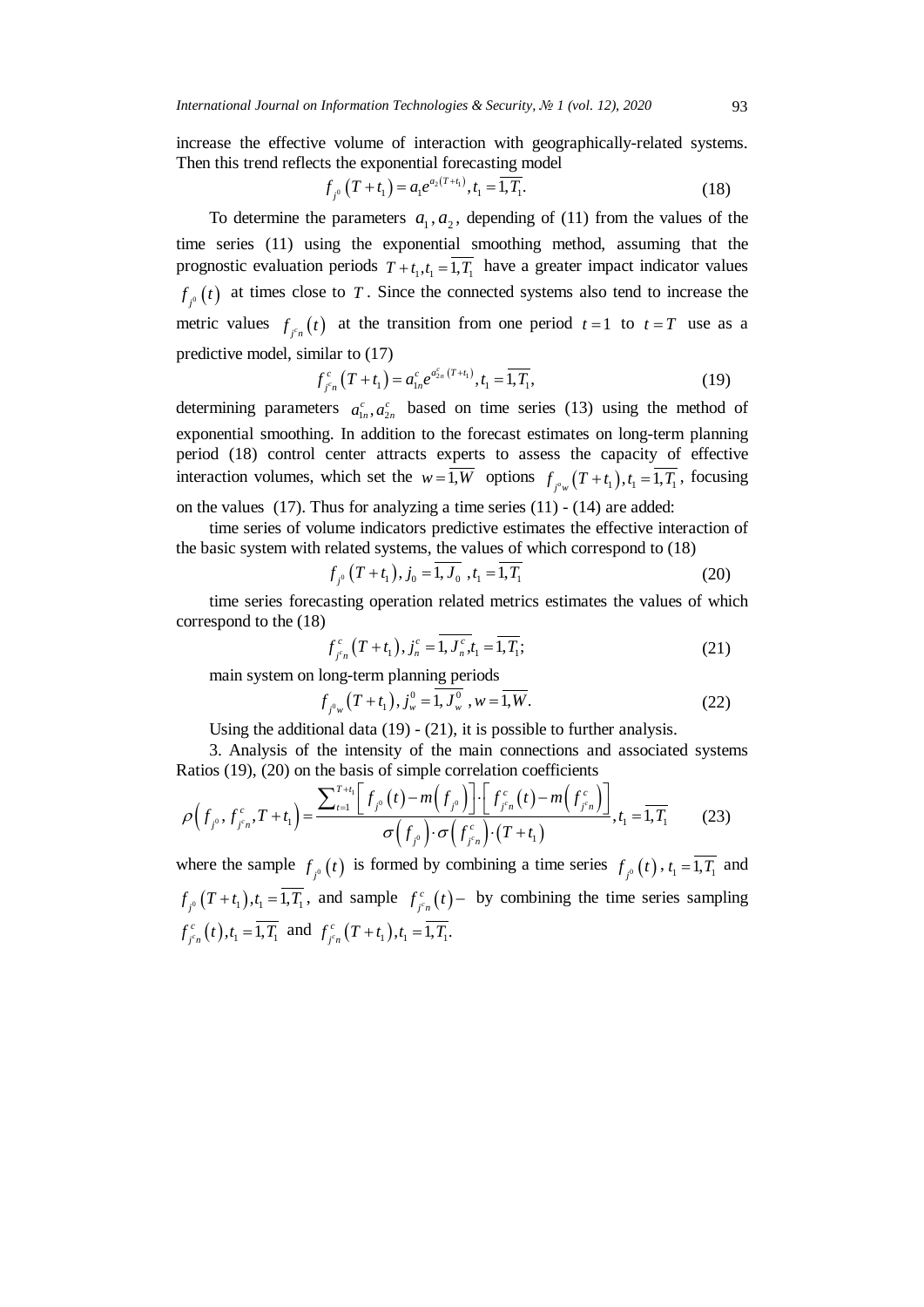increase the effective volume of interaction with geographically-related systems. Then this trend reflects the exponential forecasting model

$$f_{j^0}\left(T+t_1\right)=a_1 e^{a_2\left(T+t_1\right)}, t_1=\overline{1, T_1}. \tag{18}$$

To determine the parameters $a_1, a_2$, depending of (11) from the values of the time series (11) using the exponential smoothing method, assuming that the prognostic evaluation periods $T+t_1, t_1=\overline{1, T_1}$ have a greater impact indicator values $f_{j^0}(t)$ at times close to $T$. Since the connected systems also tend to increase the metric values $f_{j^c n}(t)$ at the transition from one period $t=1$ to $t=T$ use as a predictive model, similar to (17)

$$f_{j^c n}^c\left(T+t_1\right)=a_{1n}^c e^{a_{2n}^c\left(T+t_1\right)}, t_1=\overline{1, T_1}, \tag{19}$$

determining parameters $a_{1n}^c, a_{2n}^c$ based on time series (13) using the method of exponential smoothing. In addition to the forecast estimates on long-term planning period (18) control center attracts experts to assess the capacity of effective interaction volumes, which set the $w=\overline{1, W}$ options $f_{j^o w}\left(T+t_1\right), t_1=\overline{1, T_1}$, focusing on the values (17). Thus for analyzing a time series (11) - (14) are added:

time series of volume indicators predictive estimates the effective interaction of the basic system with related systems, the values of which correspond to (18)

$$f_{j^0}\left(T+t_1\right), j_0=\overline{1, J_0}, t_1=\overline{1, T_1} \tag{20}$$

time series forecasting operation related metrics estimates the values of which correspond to the (18)

$$f_{j^c n}^c\left(T+t_1\right), j_n^c=\overline{1, J_n^c}, t_1=\overline{1, T_1}; \tag{21}$$

main system on long-term planning periods

$$f_{j^0 w}\left(T+t_1\right), j_w^0=\overline{1, J_w^0}, w=\overline{1, W}. \tag{22}$$

Using the additional data (19) - (21), it is possible to further analysis.

3. Analysis of the intensity of the main connections and associated systems Ratios (19), (20) on the basis of simple correlation coefficients

$$\rho\left(f_{j^0}, f_{j^c n}^c, T+t_1\right)=\frac{\sum_{t=1}^{T+t_1}\left[f_{j^0}(t)-m\left(f_{j^0}\right)\right]\cdot\left[f_{j^c n}^c(t)-m\left(f_{j^c n}^c\right)\right]}{\sigma\left(f_{j^0}\right)\cdot\sigma\left(f_{j^c n}^c\right)\cdot\left(T+t_1\right)}, t_1=\overline{1, T_1} \tag{23}$$

where the sample $f_{j^0}(t)$ is formed by combining a time series $f_{j^0}(t)$, $t_1=\overline{1, T_1}$ and $f_{j^0}\left(T+t_1\right), t_1=\overline{1, T_1}$, and sample $f_{j^c n}^c(t)-$ by combining the time series sampling $f_{j^c n}^c(t), t_1=\overline{1, T_1}$ and $f_{j^c n}^c\left(T+t_1\right), t_1=\overline{1, T_1}$.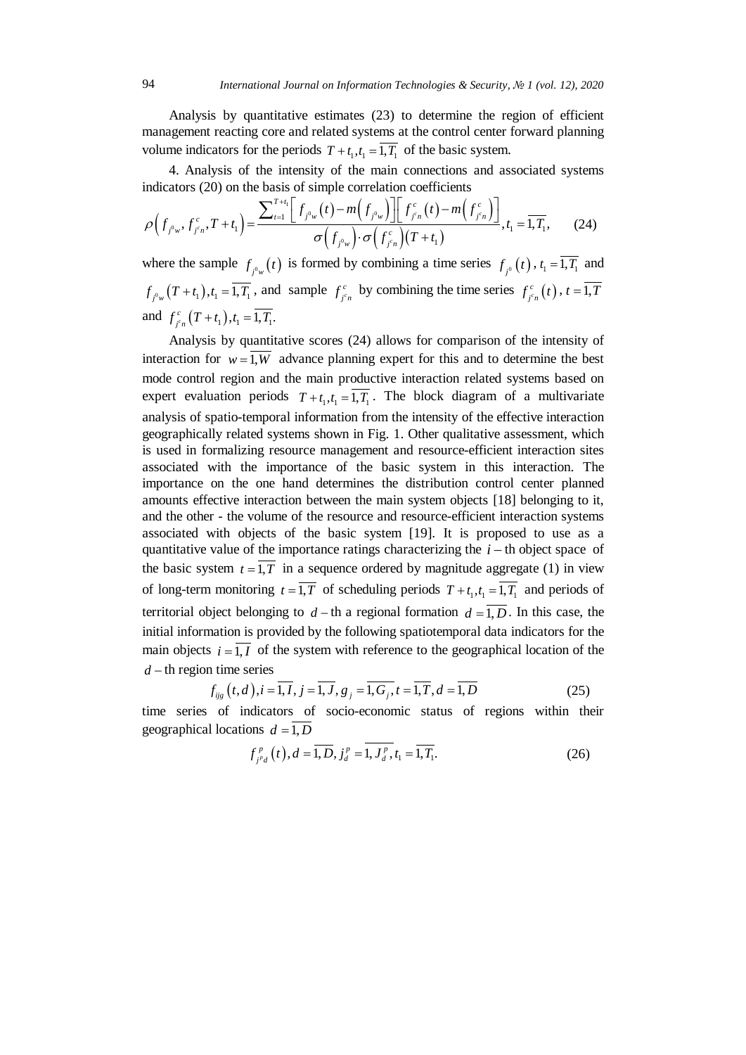Analysis by quantitative estimates (23) to determine the region of efficient management reacting core and related systems at the control center forward planning volume indicators for the periods $T+t_1, t_1=\overline{1,T_1}$ of the basic system.

4. Analysis of the intensity of the main connections and associated systems indicators (20) on the basis of simple correlation coefficients

$$\rho\left(f_{j^0{}_w}, f^c_{j^c{}_n}, T+t_1\right)=\frac{\sum_{t=1}^{T+t_1}\left[f_{j^0{}_w}(t)-m\left(f_{j^0{}_w}\right)\right]\left[f^c_{j^c{}_n}(t)-m\left(f^c_{j^c{}_n}\right)\right]}{\sigma\left(f_{j^0{}_w}\right)\cdot\sigma\left(f^c_{j^c{}_n}\right)(T+t_1)}, t_1=\overline{1,T_1}, \quad (24)$$

where the sample $f_{j^0{}_w}(t)$ is formed by combining a time series $f_{j^0}(t)$, $t_1=\overline{1,T_1}$ and $f_{j^0{}_w}(T+t_1), t_1=\overline{1,T_1}$, and sample $f^c_{j^c{}_n}$ by combining the time series $f^c_{j^c{}_n}(t)$, $t=\overline{1,T}$ and $f^c_{j^c{}_n}(T+t_1), t_1=\overline{1,T_1}$.

Analysis by quantitative scores (24) allows for comparison of the intensity of interaction for $w=\overline{1,W}$ advance planning expert for this and to determine the best mode control region and the main productive interaction related systems based on expert evaluation periods $T+t_1, t_1=\overline{1,T_1}$. The block diagram of a multivariate analysis of spatio-temporal information from the intensity of the effective interaction geographically related systems shown in Fig. 1. Other qualitative assessment, which is used in formalizing resource management and resource-efficient interaction sites associated with the importance of the basic system in this interaction. The importance on the one hand determines the distribution control center planned amounts effective interaction between the main system objects [18] belonging to it, and the other - the volume of the resource and resource-efficient interaction systems associated with objects of the basic system [19]. It is proposed to use as a quantitative value of the importance ratings characterizing the $i$ – th object space of the basic system $t=\overline{1,T}$ in a sequence ordered by magnitude aggregate (1) in view of long-term monitoring $t=\overline{1,T}$ of scheduling periods $T+t_1, t_1=\overline{1,T_1}$ and periods of territorial object belonging to $d$ – th a regional formation $d=\overline{1,D}$. In this case, the initial information is provided by the following spatiotemporal data indicators for the main objects $i=\overline{1,I}$ of the system with reference to the geographical location of the $d$ – th region time series

$$f_{ijg}(t,d), i=\overline{1,I}, j=\overline{1,J}, g_j=\overline{1,G_j}, t=\overline{1,T}, d=\overline{1,D} \quad (25)$$

time series of indicators of socio-economic status of regions within their geographical locations $d=\overline{1,D}$

$$f^p_{j^p{}_d}(t), d=\overline{1,D}, j^p_d=\overline{1,J^p_d}, t_1=\overline{1,T_1}. \quad (26)$$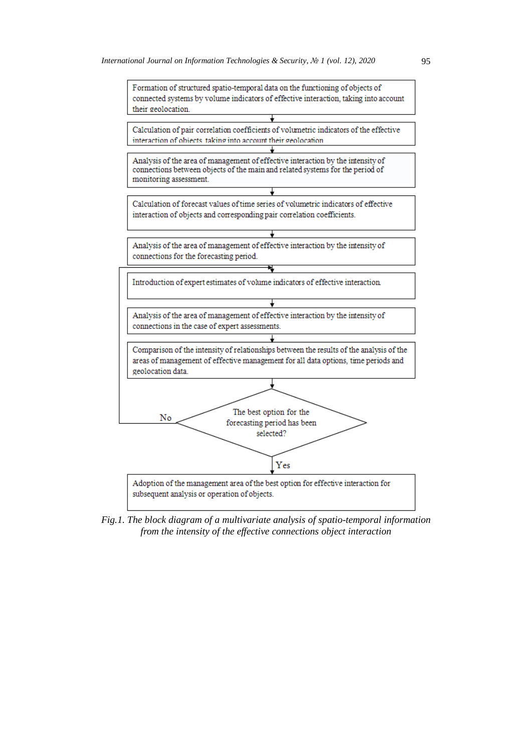Formation of structured spatio-temporal data on the functioning of objects of connected systems by volume indicators of effective interaction, taking into account their geolocation.

↓

Calculation of pair correlation coefficients of volumetric indicators of the effective interaction of objects, taking into account their geolocation

↓

Analysis of the area of management of effective interaction by the intensity of connections between objects of the main and related systems for the period of monitoring assessment.

↓

Calculation of forecast values of time series of volumetric indicators of effective interaction of objects and corresponding pair correlation coefficients.

↓

Analysis of the area of management of effective interaction by the intensity of connections for the forecasting period.

↓

Introduction of expert estimates of volume indicators of effective interaction.

↓

Analysis of the area of management of effective interaction by the intensity of connections in the case of expert assessments.

↓

Comparison of the intensity of relationships between the results of the analysis of the areas of management of effective management for all data options, time periods and geolocation data.

↓

The best option for the forecasting period has been selected? (No → return to "Introduction of expert estimates of volume indicators of effective interaction.")

↓ Yes

Adoption of the management area of the best option for effective interaction for subsequent analysis or operation of objects.

*Fig.1. The block diagram of a multivariate analysis of spatio-temporal information from the intensity of the effective connections object interaction*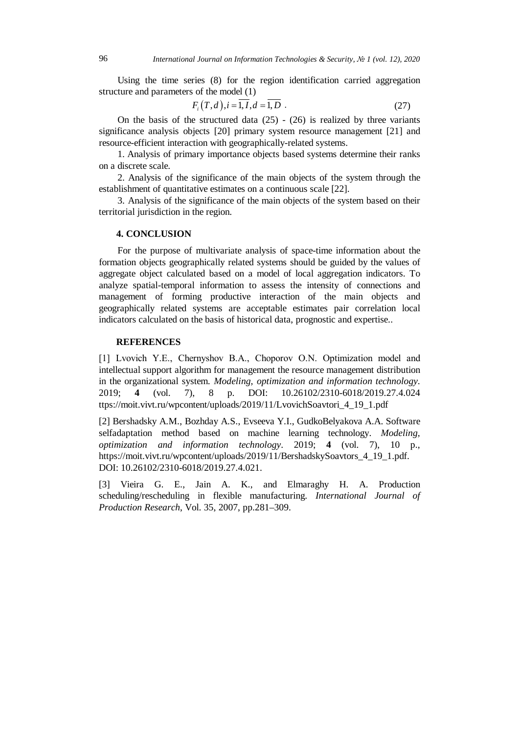Using the time series (8) for the region identification carried aggregation structure and parameters of the model (1)

$$F_i\left(T,d\right), i=\overline{1,I}, d=\overline{1,D}\ . \tag{27}$$

On the basis of the structured data (25) - (26) is realized by three variants significance analysis objects [20] primary system resource management [21] and resource-efficient interaction with geographically-related systems.

1. Analysis of primary importance objects based systems determine their ranks on a discrete scale.

2. Analysis of the significance of the main objects of the system through the establishment of quantitative estimates on a continuous scale [22].

3. Analysis of the significance of the main objects of the system based on their territorial jurisdiction in the region.

## 4. CONCLUSION

For the purpose of multivariate analysis of space-time information about the formation objects geographically related systems should be guided by the values of aggregate object calculated based on a model of local aggregation indicators. To analyze spatial-temporal information to assess the intensity of connections and management of forming productive interaction of the main objects and geographically related systems are acceptable estimates pair correlation local indicators calculated on the basis of historical data, prognostic and expertise..

## REFERENCES

[1] Lvovich Y.E., Chernyshov B.A., Choporov O.N. Optimization model and intellectual support algorithm for management the resource management distribution in the organizational system. *Modeling, optimization and information technology*. 2019; **4** (vol. 7), 8 p. DOI: 10.26102/2310-6018/2019.27.4.024 ttps://moit.vivt.ru/wpcontent/uploads/2019/11/LvovichSoavtori_4_19_1.pdf

[2] Bershadsky A.M., Bozhday A.S., Evseeva Y.I., GudkoBelyakova A.A. Software selfadaptation method based on machine learning technology. *Modeling, optimization and information technology*. 2019; **4** (vol. 7), 10 p., https://moit.vivt.ru/wpcontent/uploads/2019/11/BershadskySoavtors_4_19_1.pdf. DOI: 10.26102/2310-6018/2019.27.4.021.

[3] Vieira G. E., Jain A. K., and Elmaraghy H. A. Production scheduling/rescheduling in flexible manufacturing. *International Journal of Production Research*, Vol. 35, 2007, pp.281–309.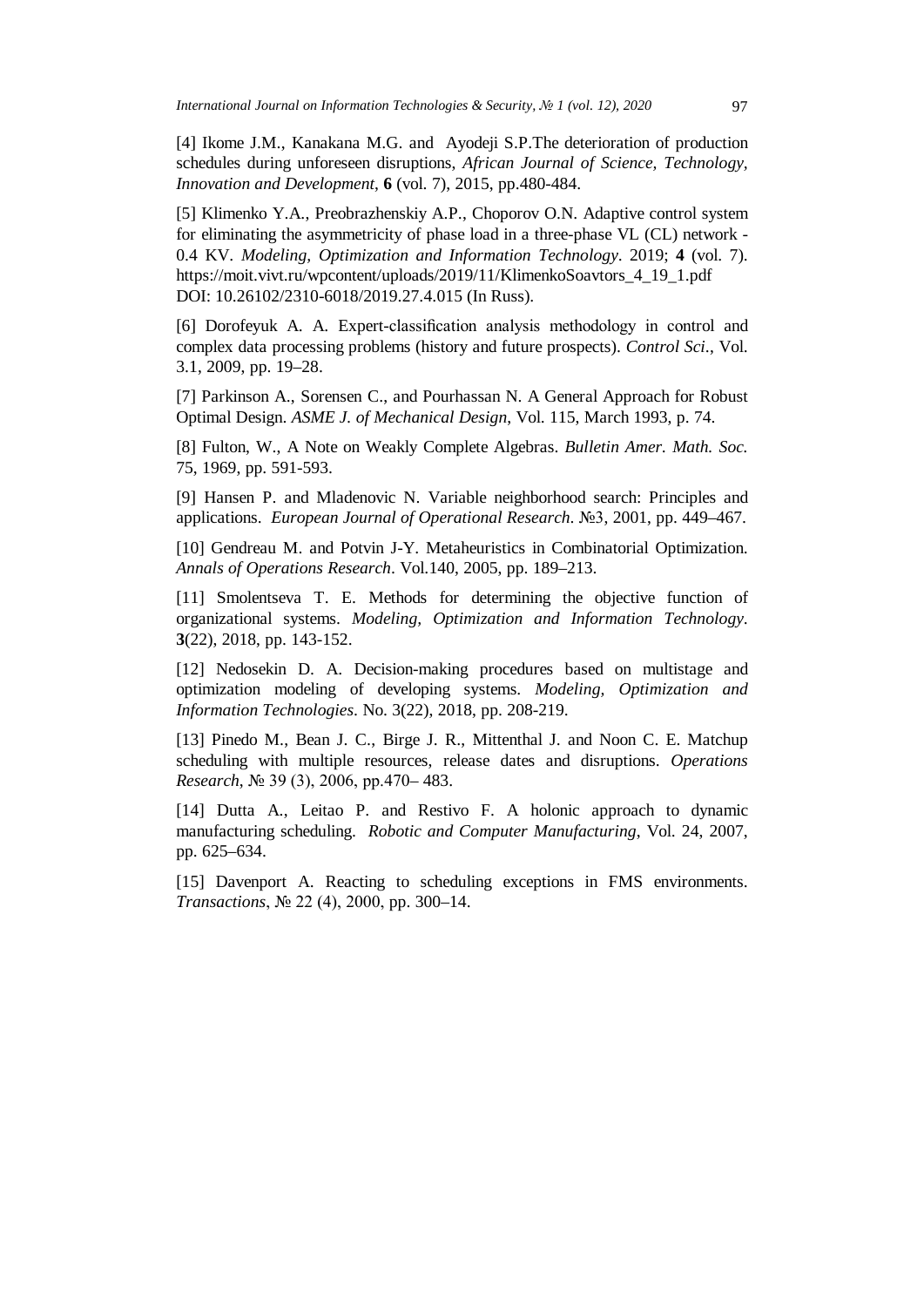[4] Ikome J.M., Kanakana M.G. and Ayodeji S.P.The deterioration of production schedules during unforeseen disruptions, *African Journal of Science, Technology, Innovation and Development*, **6** (vol. 7), 2015, pp.480-484.

[5] Klimenko Y.A., Preobrazhenskiy A.P., Choporov O.N. Adaptive control system for eliminating the asymmetricity of phase load in a three-phase VL (CL) network - 0.4 KV. *Modeling, Optimization and Information Technology*. 2019; **4** (vol. 7). https://moit.vivt.ru/wpcontent/uploads/2019/11/KlimenkoSoavtors_4_19_1.pdf DOI: 10.26102/2310-6018/2019.27.4.015 (In Russ).

[6] Dorofeyuk A. A. Expert-classification analysis methodology in control and complex data processing problems (history and future prospects). *Control Sci.*, Vol. 3.1, 2009, pp. 19–28.

[7] Parkinson A., Sorensen C., and Pourhassan N. A General Approach for Robust Optimal Design. *ASME J. of Mechanical Design*, Vol. 115, March 1993, p. 74.

[8] Fulton, W., A Note on Weakly Complete Algebras. *Bulletin Amer. Math. Soc.* 75, 1969, pp. 591-593.

[9] Hansen P. and Mladenovic N. Variable neighborhood search: Principles and applications. *European Journal of Operational Research*. №3, 2001, pp. 449–467.

[10] Gendreau M. and Potvin J-Y. Metaheuristics in Combinatorial Optimization. *Annals of Operations Research*. Vol.140, 2005, pp. 189–213.

[11] Smolentseva T. E. Methods for determining the objective function of organizational systems. *Modeling, Optimization and Information Technology*. **3**(22), 2018, pp. 143-152.

[12] Nedosekin D. A. Decision-making procedures based on multistage and optimization modeling of developing systems. *Modeling, Optimization and Information Technologies*. No. 3(22), 2018, pp. 208-219.

[13] Pinedo M., Bean J. C., Birge J. R., Mittenthal J. and Noon C. E. Matchup scheduling with multiple resources, release dates and disruptions. *Operations Research*, № 39 (3), 2006, pp.470– 483.

[14] Dutta A., Leitao P. and Restivo F. A holonic approach to dynamic manufacturing scheduling. *Robotic and Computer Manufacturing*, Vol. 24, 2007, pp. 625–634.

[15] Davenport A. Reacting to scheduling exceptions in FMS environments. *Transactions*, № 22 (4), 2000, pp. 300–14.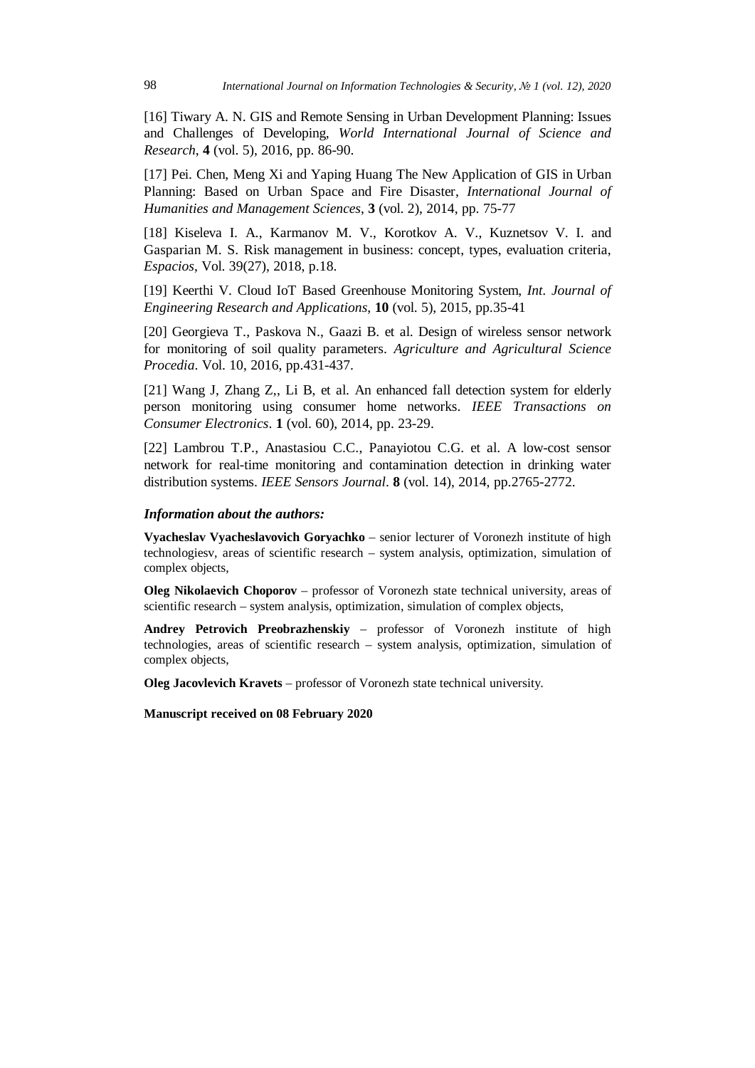[16] Tiwary A. N. GIS and Remote Sensing in Urban Development Planning: Issues and Challenges of Developing, *World International Journal of Science and Research*, **4** (vol. 5), 2016, pp. 86-90.

[17] Pei. Chen, Meng Xi and Yaping Huang The New Application of GIS in Urban Planning: Based on Urban Space and Fire Disaster, *International Journal of Humanities and Management Sciences*, **3** (vol. 2), 2014, pp. 75-77

[18] Kiseleva I. A., Karmanov M. V., Korotkov A. V., Kuznetsov V. I. and Gasparian M. S. Risk management in business: concept, types, evaluation criteria, *Espacios*, Vol. 39(27), 2018, p.18.

[19] Keerthi V. Cloud IoT Based Greenhouse Monitoring System, *Int. Journal of Engineering Research and Applications*, **10** (vol. 5), 2015, pp.35-41

[20] Georgieva T., Paskova N., Gaazi B. et al. Design of wireless sensor network for monitoring of soil quality parameters. *Agriculture and Agricultural Science Procedia*. Vol. 10, 2016, pp.431-437.

[21] Wang J, Zhang Z,, Li B, et al. An enhanced fall detection system for elderly person monitoring using consumer home networks. *IEEE Transactions on Consumer Electronics*. **1** (vol. 60), 2014, pp. 23-29.

[22] Lambrou T.P., Anastasiou C.C., Panayiotou C.G. et al. A low-cost sensor network for real-time monitoring and contamination detection in drinking water distribution systems. *IEEE Sensors Journal*. **8** (vol. 14), 2014, pp.2765-2772.

### *Information about the authors:*

**Vyacheslav Vyacheslavovich Goryachko** – senior lecturer of Voronezh institute of high technologiesv, areas of scientific research – system analysis, optimization, simulation of complex objects,

**Oleg Nikolaevich Choporov** – professor of Voronezh state technical university, areas of scientific research – system analysis, optimization, simulation of complex objects,

**Andrey Petrovich Preobrazhenskiy** – professor of Voronezh institute of high technologies, areas of scientific research – system analysis, optimization, simulation of complex objects,

**Oleg Jacovlevich Kravets** – professor of Voronezh state technical university.

**Manuscript received on 08 February 2020**